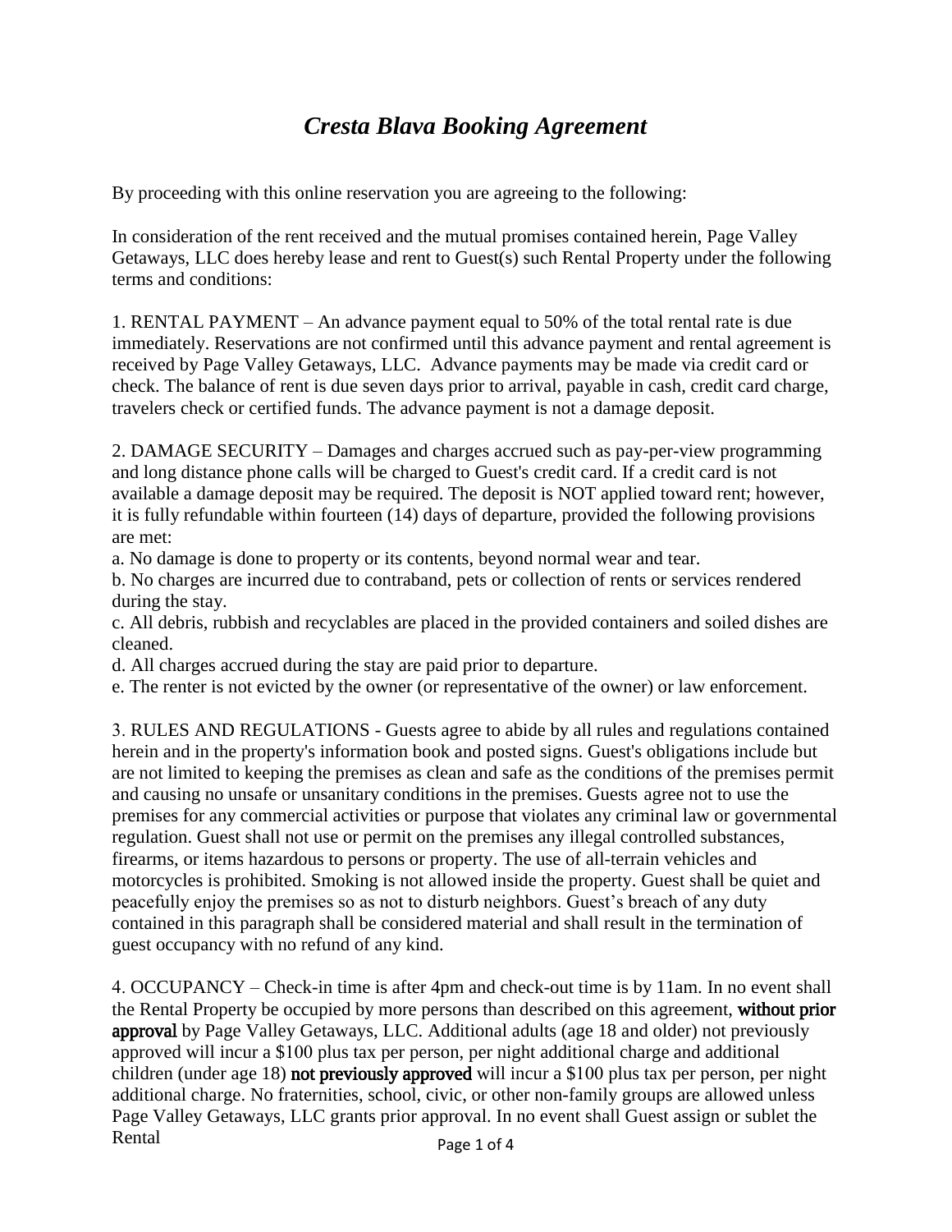# *Cresta Blava Booking Agreement*

By proceeding with this online reservation you are agreeing to the following:

In consideration of the rent received and the mutual promises contained herein, Page Valley Getaways, LLC does hereby lease and rent to Guest(s) such Rental Property under the following terms and conditions:

1. RENTAL PAYMENT – An advance payment equal to 50% of the total rental rate is due immediately. Reservations are not confirmed until this advance payment and rental agreement is received by Page Valley Getaways, LLC. Advance payments may be made via credit card or check. The balance of rent is due seven days prior to arrival, payable in cash, credit card charge, travelers check or certified funds. The advance payment is not a damage deposit.

2. DAMAGE SECURITY – Damages and charges accrued such as pay-per-view programming and long distance phone calls will be charged to Guest's credit card. If a credit card is not available a damage deposit may be required. The deposit is NOT applied toward rent; however, it is fully refundable within fourteen (14) days of departure, provided the following provisions are met:

a. No damage is done to property or its contents, beyond normal wear and tear.
b. No charges are incurred due to contraband, pets or collection of rents or services rendered during the stay.
c. All debris, rubbish and recyclables are placed in the provided containers and soiled dishes are cleaned.
d. All charges accrued during the stay are paid prior to departure.
e. The renter is not evicted by the owner (or representative of the owner) or law enforcement.

3. RULES AND REGULATIONS - Guests agree to abide by all rules and regulations contained herein and in the property's information book and posted signs. Guest's obligations include but are not limited to keeping the premises as clean and safe as the conditions of the premises permit and causing no unsafe or unsanitary conditions in the premises. Guests agree not to use the premises for any commercial activities or purpose that violates any criminal law or governmental regulation. Guest shall not use or permit on the premises any illegal controlled substances, firearms, or items hazardous to persons or property. The use of all-terrain vehicles and motorcycles is prohibited. Smoking is not allowed inside the property. Guest shall be quiet and peacefully enjoy the premises so as not to disturb neighbors. Guest's breach of any duty contained in this paragraph shall be considered material and shall result in the termination of guest occupancy with no refund of any kind.

4. OCCUPANCY – Check-in time is after 4pm and check-out time is by 11am. In no event shall the Rental Property be occupied by more persons than described on this agreement, **without prior approval** by Page Valley Getaways, LLC. Additional adults (age 18 and older) not previously approved will incur a $100 plus tax per person, per night additional charge and additional children (under age 18) **not previously approved** will incur a $100 plus tax per person, per night additional charge. No fraternities, school, civic, or other non-family groups are allowed unless Page Valley Getaways, LLC grants prior approval. In no event shall Guest assign or sublet the Rental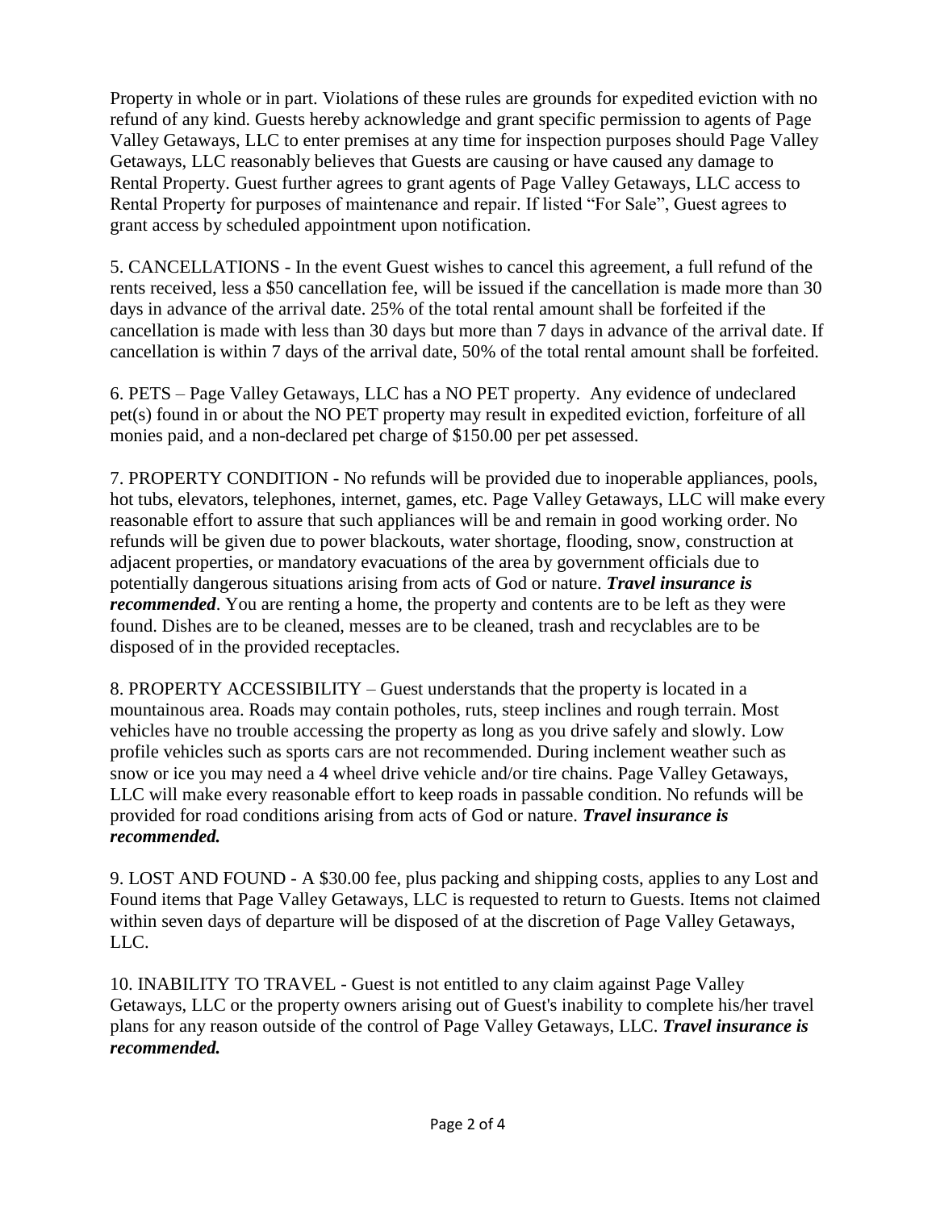Property in whole or in part. Violations of these rules are grounds for expedited eviction with no refund of any kind. Guests hereby acknowledge and grant specific permission to agents of Page Valley Getaways, LLC to enter premises at any time for inspection purposes should Page Valley Getaways, LLC reasonably believes that Guests are causing or have caused any damage to Rental Property. Guest further agrees to grant agents of Page Valley Getaways, LLC access to Rental Property for purposes of maintenance and repair. If listed "For Sale", Guest agrees to grant access by scheduled appointment upon notification.

5. CANCELLATIONS - In the event Guest wishes to cancel this agreement, a full refund of the rents received, less a $50 cancellation fee, will be issued if the cancellation is made more than 30 days in advance of the arrival date. 25% of the total rental amount shall be forfeited if the cancellation is made with less than 30 days but more than 7 days in advance of the arrival date. If cancellation is within 7 days of the arrival date, 50% of the total rental amount shall be forfeited.

6. PETS – Page Valley Getaways, LLC has a NO PET property. Any evidence of undeclared pet(s) found in or about the NO PET property may result in expedited eviction, forfeiture of all monies paid, and a non-declared pet charge of $150.00 per pet assessed.

7. PROPERTY CONDITION - No refunds will be provided due to inoperable appliances, pools, hot tubs, elevators, telephones, internet, games, etc. Page Valley Getaways, LLC will make every reasonable effort to assure that such appliances will be and remain in good working order. No refunds will be given due to power blackouts, water shortage, flooding, snow, construction at adjacent properties, or mandatory evacuations of the area by government officials due to potentially dangerous situations arising from acts of God or nature. ***Travel insurance is recommended***. You are renting a home, the property and contents are to be left as they were found. Dishes are to be cleaned, messes are to be cleaned, trash and recyclables are to be disposed of in the provided receptacles.

8. PROPERTY ACCESSIBILITY – Guest understands that the property is located in a mountainous area. Roads may contain potholes, ruts, steep inclines and rough terrain. Most vehicles have no trouble accessing the property as long as you drive safely and slowly. Low profile vehicles such as sports cars are not recommended. During inclement weather such as snow or ice you may need a 4 wheel drive vehicle and/or tire chains. Page Valley Getaways, LLC will make every reasonable effort to keep roads in passable condition. No refunds will be provided for road conditions arising from acts of God or nature. ***Travel insurance is recommended.***

9. LOST AND FOUND - A $30.00 fee, plus packing and shipping costs, applies to any Lost and Found items that Page Valley Getaways, LLC is requested to return to Guests. Items not claimed within seven days of departure will be disposed of at the discretion of Page Valley Getaways, LLC.

10. INABILITY TO TRAVEL - Guest is not entitled to any claim against Page Valley Getaways, LLC or the property owners arising out of Guest's inability to complete his/her travel plans for any reason outside of the control of Page Valley Getaways, LLC. ***Travel insurance is recommended.***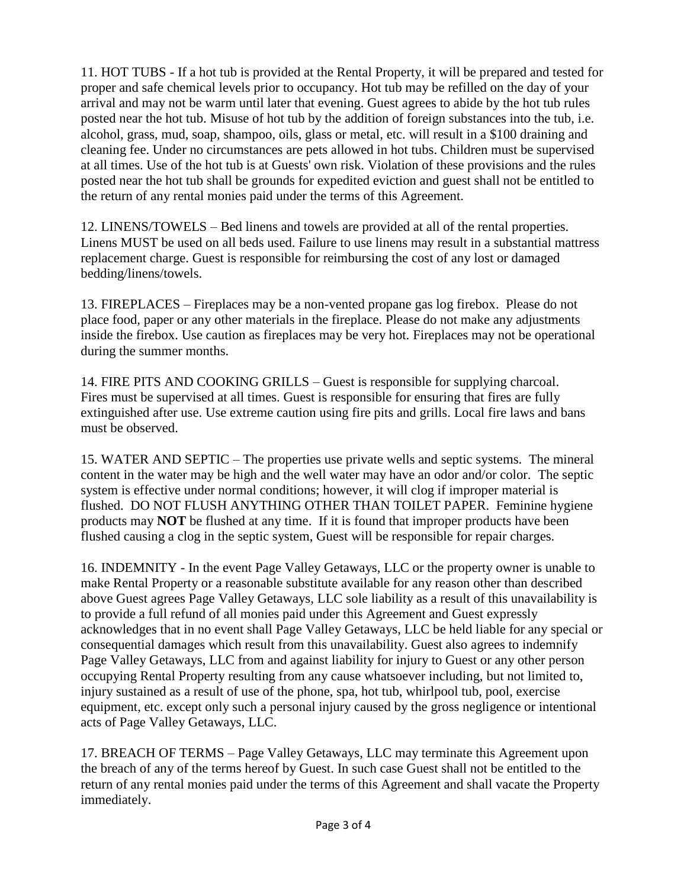11. HOT TUBS - If a hot tub is provided at the Rental Property, it will be prepared and tested for proper and safe chemical levels prior to occupancy. Hot tub may be refilled on the day of your arrival and may not be warm until later that evening. Guest agrees to abide by the hot tub rules posted near the hot tub. Misuse of hot tub by the addition of foreign substances into the tub, i.e. alcohol, grass, mud, soap, shampoo, oils, glass or metal, etc. will result in a $100 draining and cleaning fee. Under no circumstances are pets allowed in hot tubs. Children must be supervised at all times. Use of the hot tub is at Guests' own risk. Violation of these provisions and the rules posted near the hot tub shall be grounds for expedited eviction and guest shall not be entitled to the return of any rental monies paid under the terms of this Agreement.

12. LINENS/TOWELS – Bed linens and towels are provided at all of the rental properties. Linens MUST be used on all beds used. Failure to use linens may result in a substantial mattress replacement charge. Guest is responsible for reimbursing the cost of any lost or damaged bedding/linens/towels.

13. FIREPLACES – Fireplaces may be a non-vented propane gas log firebox. Please do not place food, paper or any other materials in the fireplace. Please do not make any adjustments inside the firebox. Use caution as fireplaces may be very hot. Fireplaces may not be operational during the summer months.

14. FIRE PITS AND COOKING GRILLS – Guest is responsible for supplying charcoal. Fires must be supervised at all times. Guest is responsible for ensuring that fires are fully extinguished after use. Use extreme caution using fire pits and grills. Local fire laws and bans must be observed.

15. WATER AND SEPTIC – The properties use private wells and septic systems. The mineral content in the water may be high and the well water may have an odor and/or color. The septic system is effective under normal conditions; however, it will clog if improper material is flushed. DO NOT FLUSH ANYTHING OTHER THAN TOILET PAPER. Feminine hygiene products may **NOT** be flushed at any time. If it is found that improper products have been flushed causing a clog in the septic system, Guest will be responsible for repair charges.

16. INDEMNITY - In the event Page Valley Getaways, LLC or the property owner is unable to make Rental Property or a reasonable substitute available for any reason other than described above Guest agrees Page Valley Getaways, LLC sole liability as a result of this unavailability is to provide a full refund of all monies paid under this Agreement and Guest expressly acknowledges that in no event shall Page Valley Getaways, LLC be held liable for any special or consequential damages which result from this unavailability. Guest also agrees to indemnify Page Valley Getaways, LLC from and against liability for injury to Guest or any other person occupying Rental Property resulting from any cause whatsoever including, but not limited to, injury sustained as a result of use of the phone, spa, hot tub, whirlpool tub, pool, exercise equipment, etc. except only such a personal injury caused by the gross negligence or intentional acts of Page Valley Getaways, LLC.

17. BREACH OF TERMS – Page Valley Getaways, LLC may terminate this Agreement upon the breach of any of the terms hereof by Guest. In such case Guest shall not be entitled to the return of any rental monies paid under the terms of this Agreement and shall vacate the Property immediately.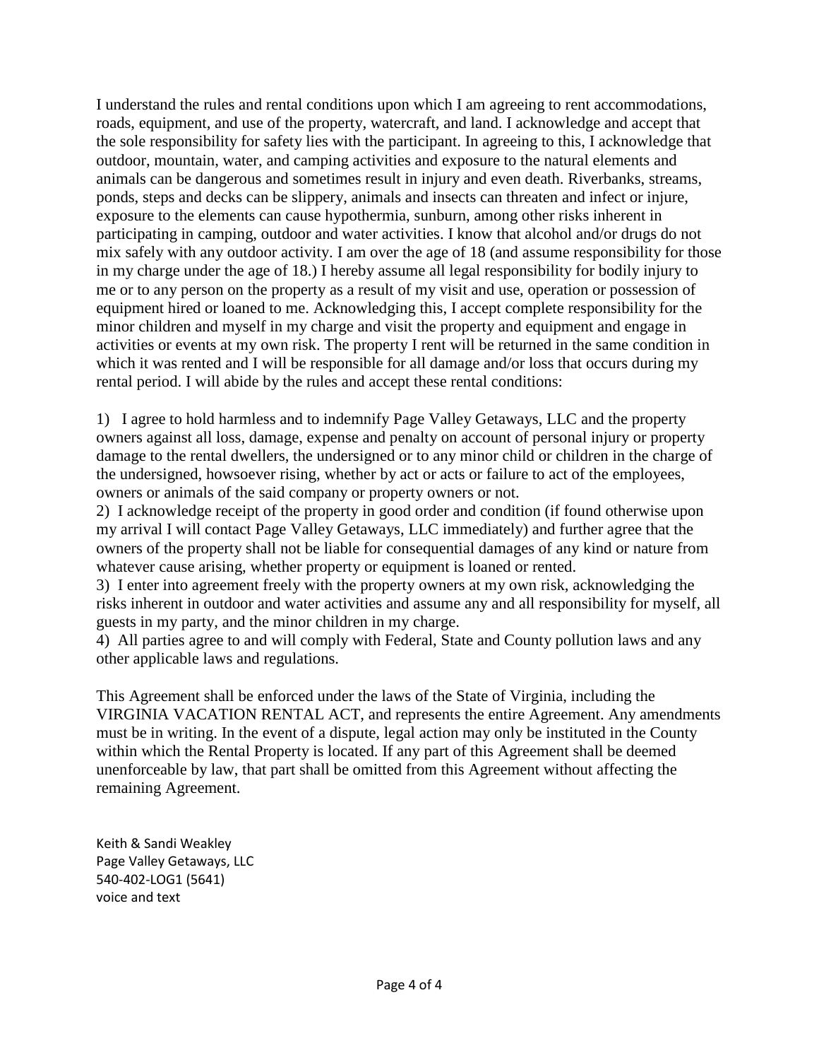I understand the rules and rental conditions upon which I am agreeing to rent accommodations, roads, equipment, and use of the property, watercraft, and land. I acknowledge and accept that the sole responsibility for safety lies with the participant. In agreeing to this, I acknowledge that outdoor, mountain, water, and camping activities and exposure to the natural elements and animals can be dangerous and sometimes result in injury and even death. Riverbanks, streams, ponds, steps and decks can be slippery, animals and insects can threaten and infect or injure, exposure to the elements can cause hypothermia, sunburn, among other risks inherent in participating in camping, outdoor and water activities. I know that alcohol and/or drugs do not mix safely with any outdoor activity. I am over the age of 18 (and assume responsibility for those in my charge under the age of 18.) I hereby assume all legal responsibility for bodily injury to me or to any person on the property as a result of my visit and use, operation or possession of equipment hired or loaned to me. Acknowledging this, I accept complete responsibility for the minor children and myself in my charge and visit the property and equipment and engage in activities or events at my own risk. The property I rent will be returned in the same condition in which it was rented and I will be responsible for all damage and/or loss that occurs during my rental period. I will abide by the rules and accept these rental conditions:

1) I agree to hold harmless and to indemnify Page Valley Getaways, LLC and the property owners against all loss, damage, expense and penalty on account of personal injury or property damage to the rental dwellers, the undersigned or to any minor child or children in the charge of the undersigned, howsoever rising, whether by act or acts or failure to act of the employees, owners or animals of the said company or property owners or not.
2) I acknowledge receipt of the property in good order and condition (if found otherwise upon my arrival I will contact Page Valley Getaways, LLC immediately) and further agree that the owners of the property shall not be liable for consequential damages of any kind or nature from whatever cause arising, whether property or equipment is loaned or rented.
3) I enter into agreement freely with the property owners at my own risk, acknowledging the risks inherent in outdoor and water activities and assume any and all responsibility for myself, all guests in my party, and the minor children in my charge.
4) All parties agree to and will comply with Federal, State and County pollution laws and any other applicable laws and regulations.

This Agreement shall be enforced under the laws of the State of Virginia, including the VIRGINIA VACATION RENTAL ACT, and represents the entire Agreement. Any amendments must be in writing. In the event of a dispute, legal action may only be instituted in the County within which the Rental Property is located. If any part of this Agreement shall be deemed unenforceable by law, that part shall be omitted from this Agreement without affecting the remaining Agreement.

Keith & Sandi Weakley
Page Valley Getaways, LLC
540-402-LOG1 (5641)
voice and text